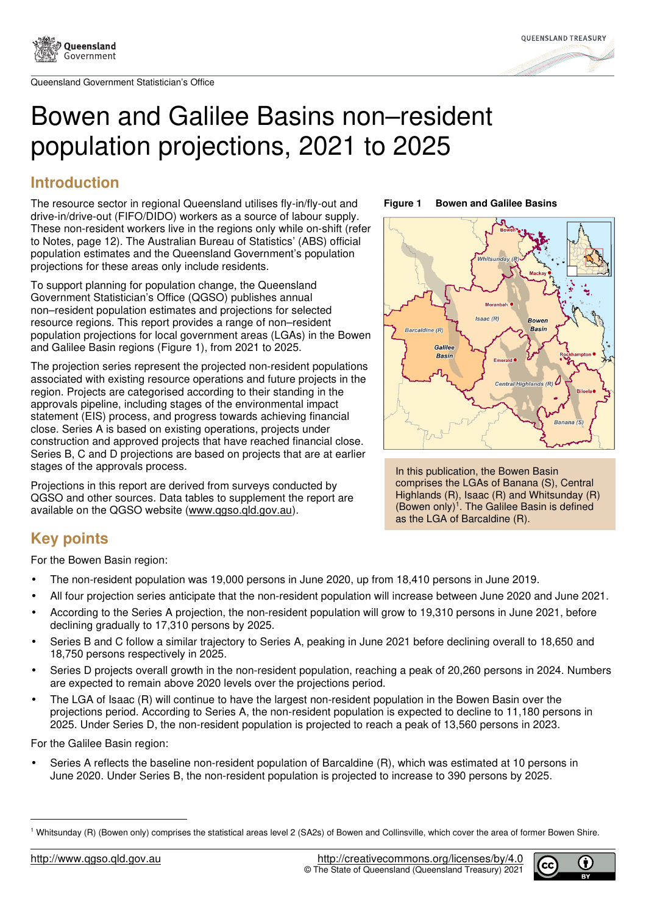Queensland Government Statistician's Office

# Bowen and Galilee Basins non–resident population projections, 2021 to 2025

## Introduction

The resource sector in regional Queensland utilises fly-in/fly-out and drive-in/drive-out (FIFO/DIDO) workers as a source of labour supply. These non-resident workers live in the regions only while on-shift (refer to Notes, page 12). The Australian Bureau of Statistics' (ABS) official population estimates and the Queensland Government's population projections for these areas only include residents.

To support planning for population change, the Queensland Government Statistician's Office (QGSO) publishes annual non–resident population estimates and projections for selected resource regions. This report provides a range of non–resident population projections for local government areas (LGAs) in the Bowen and Galilee Basin regions (Figure 1), from 2021 to 2025.

The projection series represent the projected non-resident populations associated with existing resource operations and future projects in the region. Projects are categorised according to their standing in the approvals pipeline, including stages of the environmental impact statement (EIS) process, and progress towards achieving financial close. Series A is based on existing operations, projects under construction and approved projects that have reached financial close. Series B, C and D projections are based on projects that are at earlier stages of the approvals process.

Projections in this report are derived from surveys conducted by QGSO and other sources. Data tables to supplement the report are available on the QGSO website (www.qgso.qld.gov.au).

**Figure 1 Bowen and Galilee Basins**

In this publication, the Bowen Basin comprises the LGAs of Banana (S), Central Highlands (R), Isaac (R) and Whitsunday (R) (Bowen only)[1]. The Galilee Basin is defined as the LGA of Barcaldine (R).

## Key points

For the Bowen Basin region:

- The non-resident population was 19,000 persons in June 2020, up from 18,410 persons in June 2019.
- All four projection series anticipate that the non-resident population will increase between June 2020 and June 2021.
- According to the Series A projection, the non-resident population will grow to 19,310 persons in June 2021, before declining gradually to 17,310 persons by 2025.
- Series B and C follow a similar trajectory to Series A, peaking in June 2021 before declining overall to 18,650 and 18,750 persons respectively in 2025.
- Series D projects overall growth in the non-resident population, reaching a peak of 20,260 persons in 2024. Numbers are expected to remain above 2020 levels over the projections period.
- The LGA of Isaac (R) will continue to have the largest non-resident population in the Bowen Basin over the projections period. According to Series A, the non-resident population is expected to decline to 11,180 persons in 2025. Under Series D, the non-resident population is projected to reach a peak of 13,560 persons in 2023.

For the Galilee Basin region:

- Series A reflects the baseline non-resident population of Barcaldine (R), which was estimated at 10 persons in June 2020. Under Series B, the non-resident population is projected to increase to 390 persons by 2025.

[1] Whitsunday (R) (Bowen only) comprises the statistical areas level 2 (SA2s) of Bowen and Collinsville, which cover the area of former Bowen Shire.

http://www.qgso.qld.gov.au | http://creativecommons.org/licenses/by/4.0 © The State of Queensland (Queensland Treasury) 2021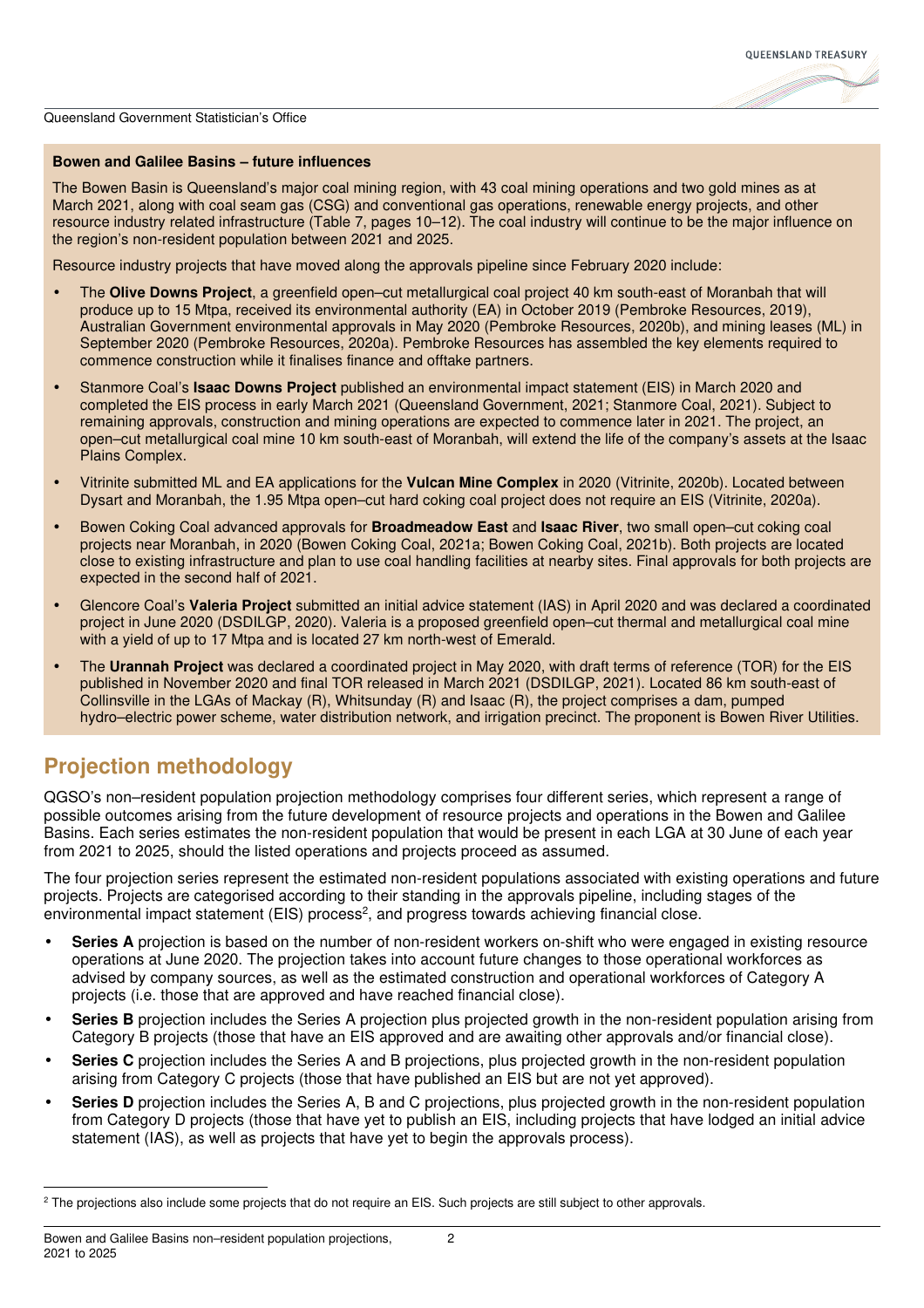### Bowen and Galilee Basins – future influences

The Bowen Basin is Queensland's major coal mining region, with 43 coal mining operations and two gold mines as at March 2021, along with coal seam gas (CSG) and conventional gas operations, renewable energy projects, and other resource industry related infrastructure (Table 7, pages 10–12). The coal industry will continue to be the major influence on the region's non-resident population between 2021 and 2025.

Resource industry projects that have moved along the approvals pipeline since February 2020 include:

- The **Olive Downs Project**, a greenfield open–cut metallurgical coal project 40 km south-east of Moranbah that will produce up to 15 Mtpa, received its environmental authority (EA) in October 2019 (Pembroke Resources, 2019), Australian Government environmental approvals in May 2020 (Pembroke Resources, 2020b), and mining leases (ML) in September 2020 (Pembroke Resources, 2020a). Pembroke Resources has assembled the key elements required to commence construction while it finalises finance and offtake partners.
- Stanmore Coal's **Isaac Downs Project** published an environmental impact statement (EIS) in March 2020 and completed the EIS process in early March 2021 (Queensland Government, 2021; Stanmore Coal, 2021). Subject to remaining approvals, construction and mining operations are expected to commence later in 2021. The project, an open–cut metallurgical coal mine 10 km south-east of Moranbah, will extend the life of the company's assets at the Isaac Plains Complex.
- Vitrinite submitted ML and EA applications for the **Vulcan Mine Complex** in 2020 (Vitrinite, 2020b). Located between Dysart and Moranbah, the 1.95 Mtpa open–cut hard coking coal project does not require an EIS (Vitrinite, 2020a).
- Bowen Coking Coal advanced approvals for **Broadmeadow East** and **Isaac River**, two small open–cut coking coal projects near Moranbah, in 2020 (Bowen Coking Coal, 2021a; Bowen Coking Coal, 2021b). Both projects are located close to existing infrastructure and plan to use coal handling facilities at nearby sites. Final approvals for both projects are expected in the second half of 2021.
- Glencore Coal's **Valeria Project** submitted an initial advice statement (IAS) in April 2020 and was declared a coordinated project in June 2020 (DSDILGP, 2020). Valeria is a proposed greenfield open–cut thermal and metallurgical coal mine with a yield of up to 17 Mtpa and is located 27 km north-west of Emerald.
- The **Urannah Project** was declared a coordinated project in May 2020, with draft terms of reference (TOR) for the EIS published in November 2020 and final TOR released in March 2021 (DSDILGP, 2021). Located 86 km south-east of Collinsville in the LGAs of Mackay (R), Whitsunday (R) and Isaac (R), the project comprises a dam, pumped hydro–electric power scheme, water distribution network, and irrigation precinct. The proponent is Bowen River Utilities.

## Projection methodology

QGSO's non–resident population projection methodology comprises four different series, which represent a range of possible outcomes arising from the future development of resource projects and operations in the Bowen and Galilee Basins. Each series estimates the non-resident population that would be present in each LGA at 30 June of each year from 2021 to 2025, should the listed operations and projects proceed as assumed.

The four projection series represent the estimated non-resident populations associated with existing operations and future projects. Projects are categorised according to their standing in the approvals pipeline, including stages of the environmental impact statement (EIS) process[2], and progress towards achieving financial close.

- **Series A** projection is based on the number of non-resident workers on-shift who were engaged in existing resource operations at June 2020. The projection takes into account future changes to those operational workforces as advised by company sources, as well as the estimated construction and operational workforces of Category A projects (i.e. those that are approved and have reached financial close).
- **Series B** projection includes the Series A projection plus projected growth in the non-resident population arising from Category B projects (those that have an EIS approved and are awaiting other approvals and/or financial close).
- **Series C** projection includes the Series A and B projections, plus projected growth in the non-resident population arising from Category C projects (those that have published an EIS but are not yet approved).
- **Series D** projection includes the Series A, B and C projections, plus projected growth in the non-resident population from Category D projects (those that have yet to publish an EIS, including projects that have lodged an initial advice statement (IAS), as well as projects that have yet to begin the approvals process).

[2] The projections also include some projects that do not require an EIS. Such projects are still subject to other approvals.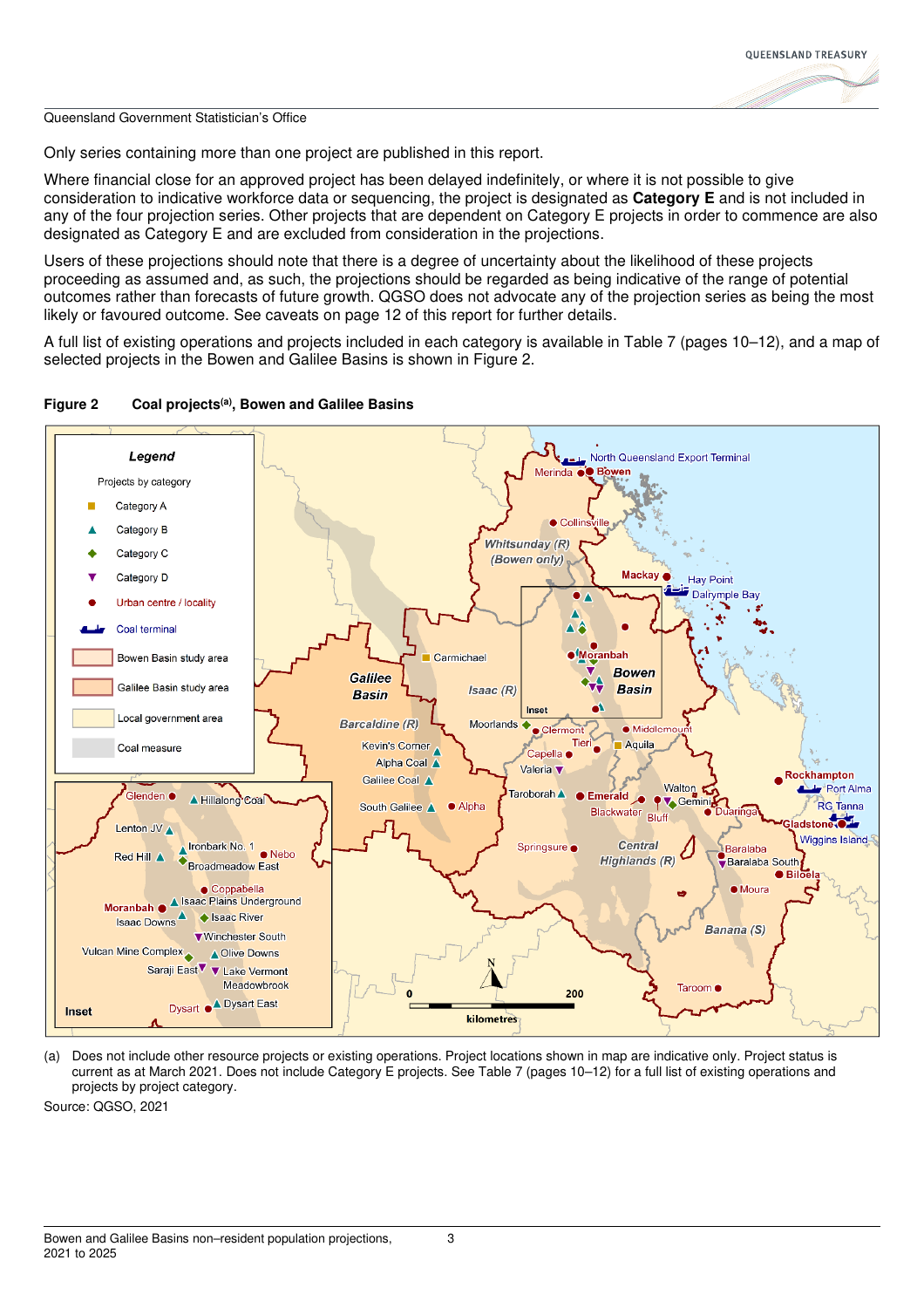Only series containing more than one project are published in this report.

Where financial close for an approved project has been delayed indefinitely, or where it is not possible to give consideration to indicative workforce data or sequencing, the project is designated as **Category E** and is not included in any of the four projection series. Other projects that are dependent on Category E projects in order to commence are also designated as Category E and are excluded from consideration in the projections.

Users of these projections should note that there is a degree of uncertainty about the likelihood of these projects proceeding as assumed and, as such, the projections should be regarded as being indicative of the range of potential outcomes rather than forecasts of future growth. QGSO does not advocate any of the projection series as being the most likely or favoured outcome. See caveats on page 12 of this report for further details.

A full list of existing operations and projects included in each category is available in Table 7 (pages 10–12), and a map of selected projects in the Bowen and Galilee Basins is shown in Figure 2.

**Figure 2 Coal projects[(a)], Bowen and Galilee Basins**

(a) Does not include other resource projects or existing operations. Project locations shown in map are indicative only. Project status is current as at March 2021. Does not include Category E projects. See Table 7 (pages 10–12) for a full list of existing operations and projects by project category.

Source: QGSO, 2021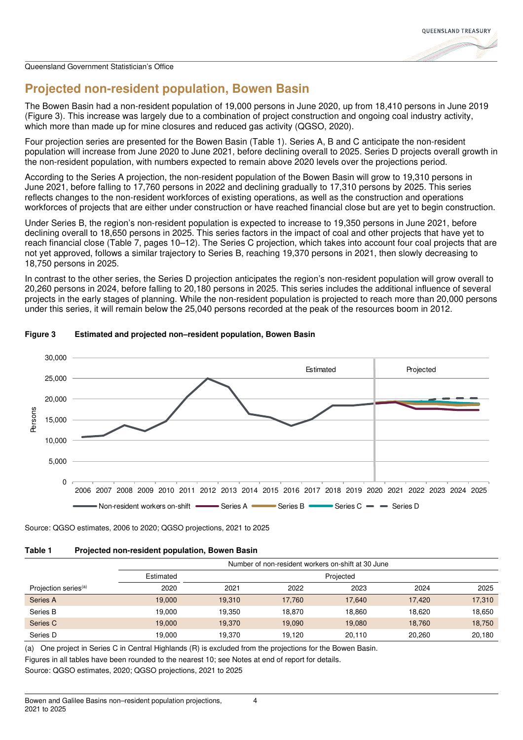# Projected non-resident population, Bowen Basin

The Bowen Basin had a non-resident population of 19,000 persons in June 2020, up from 18,410 persons in June 2019 (Figure 3). This increase was largely due to a combination of project construction and ongoing coal industry activity, which more than made up for mine closures and reduced gas activity (QGSO, 2020).

Four projection series are presented for the Bowen Basin (Table 1). Series A, B and C anticipate the non-resident population will increase from June 2020 to June 2021, before declining overall to 2025. Series D projects overall growth in the non-resident population, with numbers expected to remain above 2020 levels over the projections period.

According to the Series A projection, the non-resident population of the Bowen Basin will grow to 19,310 persons in June 2021, before falling to 17,760 persons in 2022 and declining gradually to 17,310 persons by 2025. This series reflects changes to the non-resident workforces of existing operations, as well as the construction and operations workforces of projects that are either under construction or have reached financial close but are yet to begin construction.

Under Series B, the region's non-resident population is expected to increase to 19,350 persons in June 2021, before declining overall to 18,650 persons in 2025. This series factors in the impact of coal and other projects that have yet to reach financial close (Table 7, pages 10–12). The Series C projection, which takes into account four coal projects that are not yet approved, follows a similar trajectory to Series B, reaching 19,370 persons in 2021, then slowly decreasing to 18,750 persons in 2025.

In contrast to the other series, the Series D projection anticipates the region's non-resident population will grow overall to 20,260 persons in 2024, before falling to 20,180 persons in 2025. This series includes the additional influence of several projects in the early stages of planning. While the non-resident population is projected to reach more than 20,000 persons under this series, it will remain below the 25,040 persons recorded at the peak of the resources boom in 2012.

**Figure 3 Estimated and projected non–resident population, Bowen Basin**

Source: QGSO estimates, 2006 to 2020; QGSO projections, 2021 to 2025

**Table 1 Projected non-resident population, Bowen Basin**

| | Number of non-resident workers on-shift at 30 June | | | | | |
|---|---|---|---|---|---|---|
| | Estimated | Projected | | | | |
| Projection series[(a)] | 2020 | 2021 | 2022 | 2023 | 2024 | 2025 |
| Series A | 19,000 | 19,310 | 17,760 | 17,640 | 17,420 | 17,310 |
| Series B | 19,000 | 19,350 | 18,870 | 18,860 | 18,620 | 18,650 |
| Series C | 19,000 | 19,370 | 19,090 | 19,080 | 18,760 | 18,750 |
| Series D | 19,000 | 19,370 | 19,120 | 20,110 | 20,260 | 20,180 |

(a) One project in Series C in Central Highlands (R) is excluded from the projections for the Bowen Basin.

Figures in all tables have been rounded to the nearest 10; see Notes at end of report for details.

Source: QGSO estimates, 2020; QGSO projections, 2021 to 2025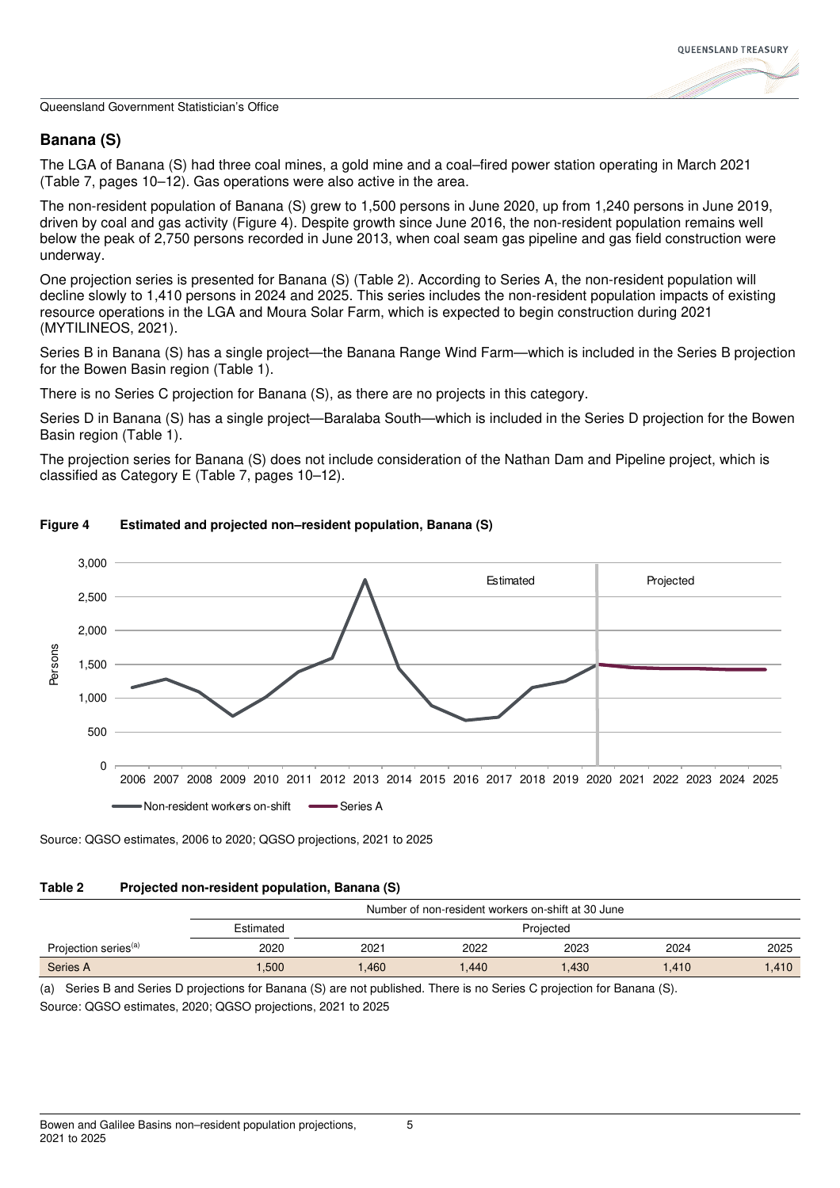## Banana (S)

The LGA of Banana (S) had three coal mines, a gold mine and a coal–fired power station operating in March 2021 (Table 7, pages 10–12). Gas operations were also active in the area.

The non-resident population of Banana (S) grew to 1,500 persons in June 2020, up from 1,240 persons in June 2019, driven by coal and gas activity (Figure 4). Despite growth since June 2016, the non-resident population remains well below the peak of 2,750 persons recorded in June 2013, when coal seam gas pipeline and gas field construction were underway.

One projection series is presented for Banana (S) (Table 2). According to Series A, the non-resident population will decline slowly to 1,410 persons in 2024 and 2025. This series includes the non-resident population impacts of existing resource operations in the LGA and Moura Solar Farm, which is expected to begin construction during 2021 (MYTILINEOS, 2021).

Series B in Banana (S) has a single project—the Banana Range Wind Farm—which is included in the Series B projection for the Bowen Basin region (Table 1).

There is no Series C projection for Banana (S), as there are no projects in this category.

Series D in Banana (S) has a single project—Baralaba South—which is included in the Series D projection for the Bowen Basin region (Table 1).

The projection series for Banana (S) does not include consideration of the Nathan Dam and Pipeline project, which is classified as Category E (Table 7, pages 10–12).

**Figure 4 Estimated and projected non–resident population, Banana (S)**

Source: QGSO estimates, 2006 to 2020; QGSO projections, 2021 to 2025

**Table 2 Projected non-resident population, Banana (S)**

| | Number of non-resident workers on-shift at 30 June | | | | | |
|---|---|---|---|---|---|---|
| | Estimated | Projected | | | | |
| Projection series[(a)] | 2020 | 2021 | 2022 | 2023 | 2024 | 2025 |
| Series A | 1,500 | 1,460 | 1,440 | 1,430 | 1,410 | 1,410 |

(a) Series B and Series D projections for Banana (S) are not published. There is no Series C projection for Banana (S).

Source: QGSO estimates, 2020; QGSO projections, 2021 to 2025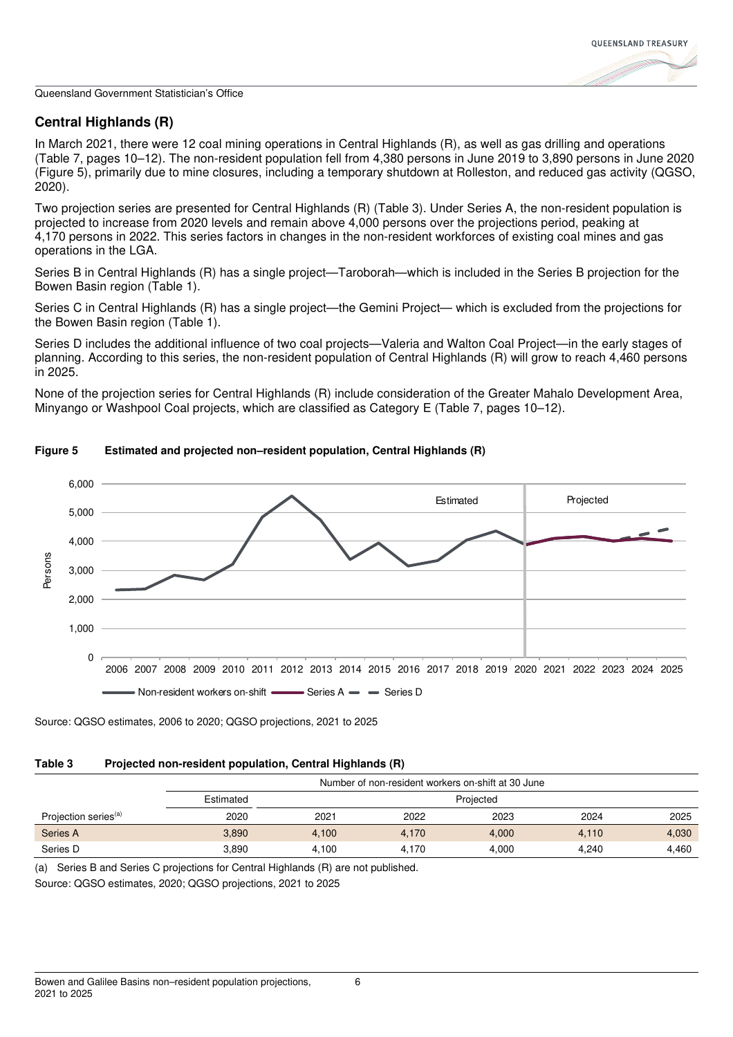## Central Highlands (R)

In March 2021, there were 12 coal mining operations in Central Highlands (R), as well as gas drilling and operations (Table 7, pages 10–12). The non-resident population fell from 4,380 persons in June 2019 to 3,890 persons in June 2020 (Figure 5), primarily due to mine closures, including a temporary shutdown at Rolleston, and reduced gas activity (QGSO, 2020).

Two projection series are presented for Central Highlands (R) (Table 3). Under Series A, the non-resident population is projected to increase from 2020 levels and remain above 4,000 persons over the projections period, peaking at 4,170 persons in 2022. This series factors in changes in the non-resident workforces of existing coal mines and gas operations in the LGA.

Series B in Central Highlands (R) has a single project—Taroborah—which is included in the Series B projection for the Bowen Basin region (Table 1).

Series C in Central Highlands (R) has a single project—the Gemini Project— which is excluded from the projections for the Bowen Basin region (Table 1).

Series D includes the additional influence of two coal projects—Valeria and Walton Coal Project—in the early stages of planning. According to this series, the non-resident population of Central Highlands (R) will grow to reach 4,460 persons in 2025.

None of the projection series for Central Highlands (R) include consideration of the Greater Mahalo Development Area, Minyango or Washpool Coal projects, which are classified as Category E (Table 7, pages 10–12).

**Figure 5 Estimated and projected non–resident population, Central Highlands (R)**

Source: QGSO estimates, 2006 to 2020; QGSO projections, 2021 to 2025

**Table 3 Projected non-resident population, Central Highlands (R)**

| | Number of non-resident workers on-shift at 30 June | | | | | |
|---|---|---|---|---|---|---|
| | Estimated | Projected | | | | |
| Projection series[(a)] | 2020 | 2021 | 2022 | 2023 | 2024 | 2025 |
| Series A | 3,890 | 4,100 | 4,170 | 4,000 | 4,110 | 4,030 |
| Series D | 3,890 | 4,100 | 4,170 | 4,000 | 4,240 | 4,460 |

(a) Series B and Series C projections for Central Highlands (R) are not published.

Source: QGSO estimates, 2020; QGSO projections, 2021 to 2025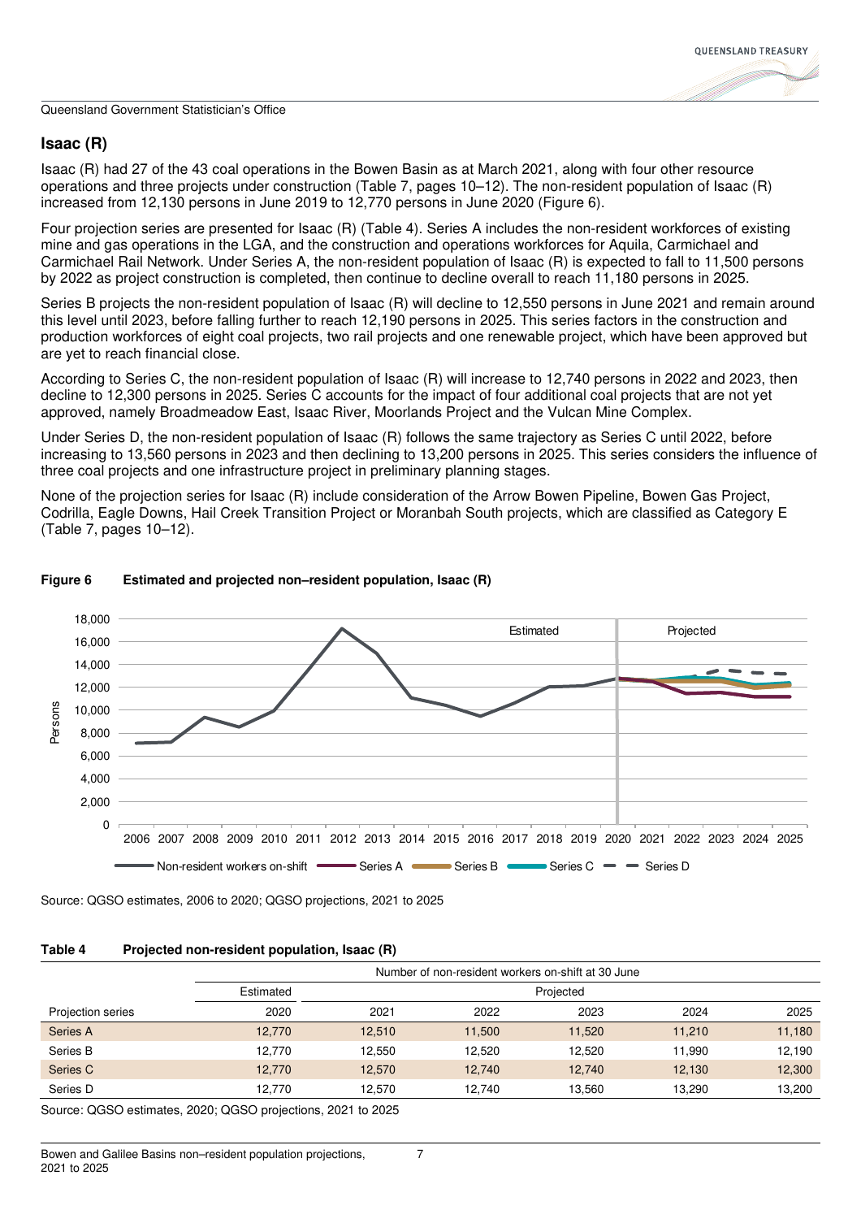## Isaac (R)

Isaac (R) had 27 of the 43 coal operations in the Bowen Basin as at March 2021, along with four other resource operations and three projects under construction (Table 7, pages 10–12). The non-resident population of Isaac (R) increased from 12,130 persons in June 2019 to 12,770 persons in June 2020 (Figure 6).

Four projection series are presented for Isaac (R) (Table 4). Series A includes the non-resident workforces of existing mine and gas operations in the LGA, and the construction and operations workforces for Aquila, Carmichael and Carmichael Rail Network. Under Series A, the non-resident population of Isaac (R) is expected to fall to 11,500 persons by 2022 as project construction is completed, then continue to decline overall to reach 11,180 persons in 2025.

Series B projects the non-resident population of Isaac (R) will decline to 12,550 persons in June 2021 and remain around this level until 2023, before falling further to reach 12,190 persons in 2025. This series factors in the construction and production workforces of eight coal projects, two rail projects and one renewable project, which have been approved but are yet to reach financial close.

According to Series C, the non-resident population of Isaac (R) will increase to 12,740 persons in 2022 and 2023, then decline to 12,300 persons in 2025. Series C accounts for the impact of four additional coal projects that are not yet approved, namely Broadmeadow East, Isaac River, Moorlands Project and the Vulcan Mine Complex.

Under Series D, the non-resident population of Isaac (R) follows the same trajectory as Series C until 2022, before increasing to 13,560 persons in 2023 and then declining to 13,200 persons in 2025. This series considers the influence of three coal projects and one infrastructure project in preliminary planning stages.

None of the projection series for Isaac (R) include consideration of the Arrow Bowen Pipeline, Bowen Gas Project, Codrilla, Eagle Downs, Hail Creek Transition Project or Moranbah South projects, which are classified as Category E (Table 7, pages 10–12).

**Figure 6 Estimated and projected non–resident population, Isaac (R)**

Source: QGSO estimates, 2006 to 2020; QGSO projections, 2021 to 2025

**Table 4 Projected non-resident population, Isaac (R)**

| | Number of non-resident workers on-shift at 30 June | | | | | |
|---|---|---|---|---|---|---|
| | Estimated | Projected | | | | |
| Projection series | 2020 | 2021 | 2022 | 2023 | 2024 | 2025 |
| Series A | 12,770 | 12,510 | 11,500 | 11,520 | 11,210 | 11,180 |
| Series B | 12,770 | 12,550 | 12,520 | 12,520 | 11,990 | 12,190 |
| Series C | 12,770 | 12,570 | 12,740 | 12,740 | 12,130 | 12,300 |
| Series D | 12,770 | 12,570 | 12,740 | 13,560 | 13,290 | 13,200 |

Source: QGSO estimates, 2020; QGSO projections, 2021 to 2025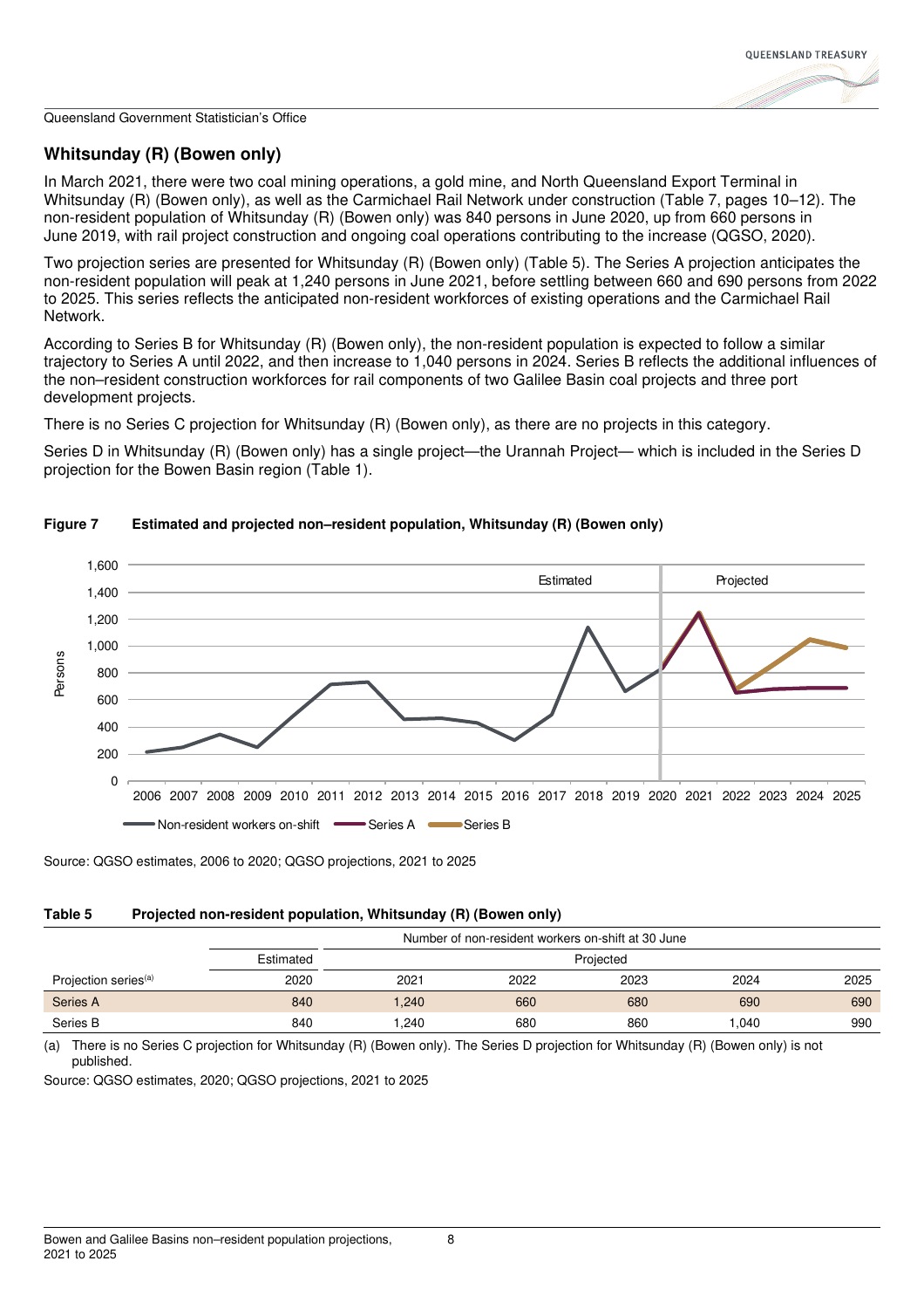## Whitsunday (R) (Bowen only)

In March 2021, there were two coal mining operations, a gold mine, and North Queensland Export Terminal in Whitsunday (R) (Bowen only), as well as the Carmichael Rail Network under construction (Table 7, pages 10–12). The non-resident population of Whitsunday (R) (Bowen only) was 840 persons in June 2020, up from 660 persons in June 2019, with rail project construction and ongoing coal operations contributing to the increase (QGSO, 2020).

Two projection series are presented for Whitsunday (R) (Bowen only) (Table 5). The Series A projection anticipates the non-resident population will peak at 1,240 persons in June 2021, before settling between 660 and 690 persons from 2022 to 2025. This series reflects the anticipated non-resident workforces of existing operations and the Carmichael Rail Network.

According to Series B for Whitsunday (R) (Bowen only), the non-resident population is expected to follow a similar trajectory to Series A until 2022, and then increase to 1,040 persons in 2024. Series B reflects the additional influences of the non–resident construction workforces for rail components of two Galilee Basin coal projects and three port development projects.

There is no Series C projection for Whitsunday (R) (Bowen only), as there are no projects in this category.

Series D in Whitsunday (R) (Bowen only) has a single project—the Urannah Project— which is included in the Series D projection for the Bowen Basin region (Table 1).

**Figure 7 Estimated and projected non–resident population, Whitsunday (R) (Bowen only)**

Source: QGSO estimates, 2006 to 2020; QGSO projections, 2021 to 2025

**Table 5 Projected non-resident population, Whitsunday (R) (Bowen only)**

| | Number of non-resident workers on-shift at 30 June | | | | | |
|---|---|---|---|---|---|---|
| | Estimated | Projected | | | | |
| Projection series[(a)] | 2020 | 2021 | 2022 | 2023 | 2024 | 2025 |
| Series A | 840 | 1,240 | 660 | 680 | 690 | 690 |
| Series B | 840 | 1,240 | 680 | 860 | 1,040 | 990 |

(a) There is no Series C projection for Whitsunday (R) (Bowen only). The Series D projection for Whitsunday (R) (Bowen only) is not published.

Source: QGSO estimates, 2020; QGSO projections, 2021 to 2025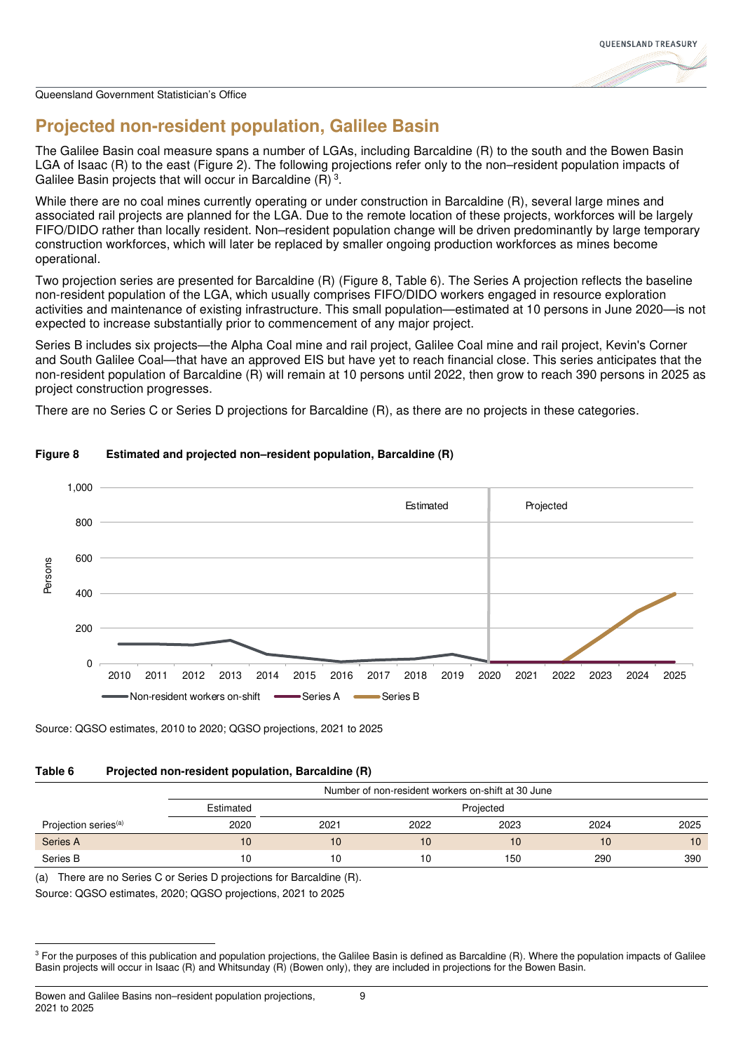## Projected non-resident population, Galilee Basin

The Galilee Basin coal measure spans a number of LGAs, including Barcaldine (R) to the south and the Bowen Basin LGA of Isaac (R) to the east (Figure 2). The following projections refer only to the non–resident population impacts of Galilee Basin projects that will occur in Barcaldine (R) [3].

While there are no coal mines currently operating or under construction in Barcaldine (R), several large mines and associated rail projects are planned for the LGA. Due to the remote location of these projects, workforces will be largely FIFO/DIDO rather than locally resident. Non–resident population change will be driven predominantly by large temporary construction workforces, which will later be replaced by smaller ongoing production workforces as mines become operational.

Two projection series are presented for Barcaldine (R) (Figure 8, Table 6). The Series A projection reflects the baseline non-resident population of the LGA, which usually comprises FIFO/DIDO workers engaged in resource exploration activities and maintenance of existing infrastructure. This small population—estimated at 10 persons in June 2020—is not expected to increase substantially prior to commencement of any major project.

Series B includes six projects—the Alpha Coal mine and rail project, Galilee Coal mine and rail project, Kevin's Corner and South Galilee Coal—that have an approved EIS but have yet to reach financial close. This series anticipates that the non-resident population of Barcaldine (R) will remain at 10 persons until 2022, then grow to reach 390 persons in 2025 as project construction progresses.

There are no Series C or Series D projections for Barcaldine (R), as there are no projects in these categories.

**Figure 8 Estimated and projected non–resident population, Barcaldine (R)**

Source: QGSO estimates, 2010 to 2020; QGSO projections, 2021 to 2025

**Table 6 Projected non-resident population, Barcaldine (R)**

| | Number of non-resident workers on-shift at 30 June | | | | | |
|---|---|---|---|---|---|---|
| | Estimated | Projected | | | | |
| Projection series[(a)] | 2020 | 2021 | 2022 | 2023 | 2024 | 2025 |
| Series A | 10 | 10 | 10 | 10 | 10 | 10 |
| Series B | 10 | 10 | 10 | 150 | 290 | 390 |

(a) There are no Series C or Series D projections for Barcaldine (R).

Source: QGSO estimates, 2020; QGSO projections, 2021 to 2025

[3] For the purposes of this publication and population projections, the Galilee Basin is defined as Barcaldine (R). Where the population impacts of Galilee Basin projects will occur in Isaac (R) and Whitsunday (R) (Bowen only), they are included in projections for the Bowen Basin.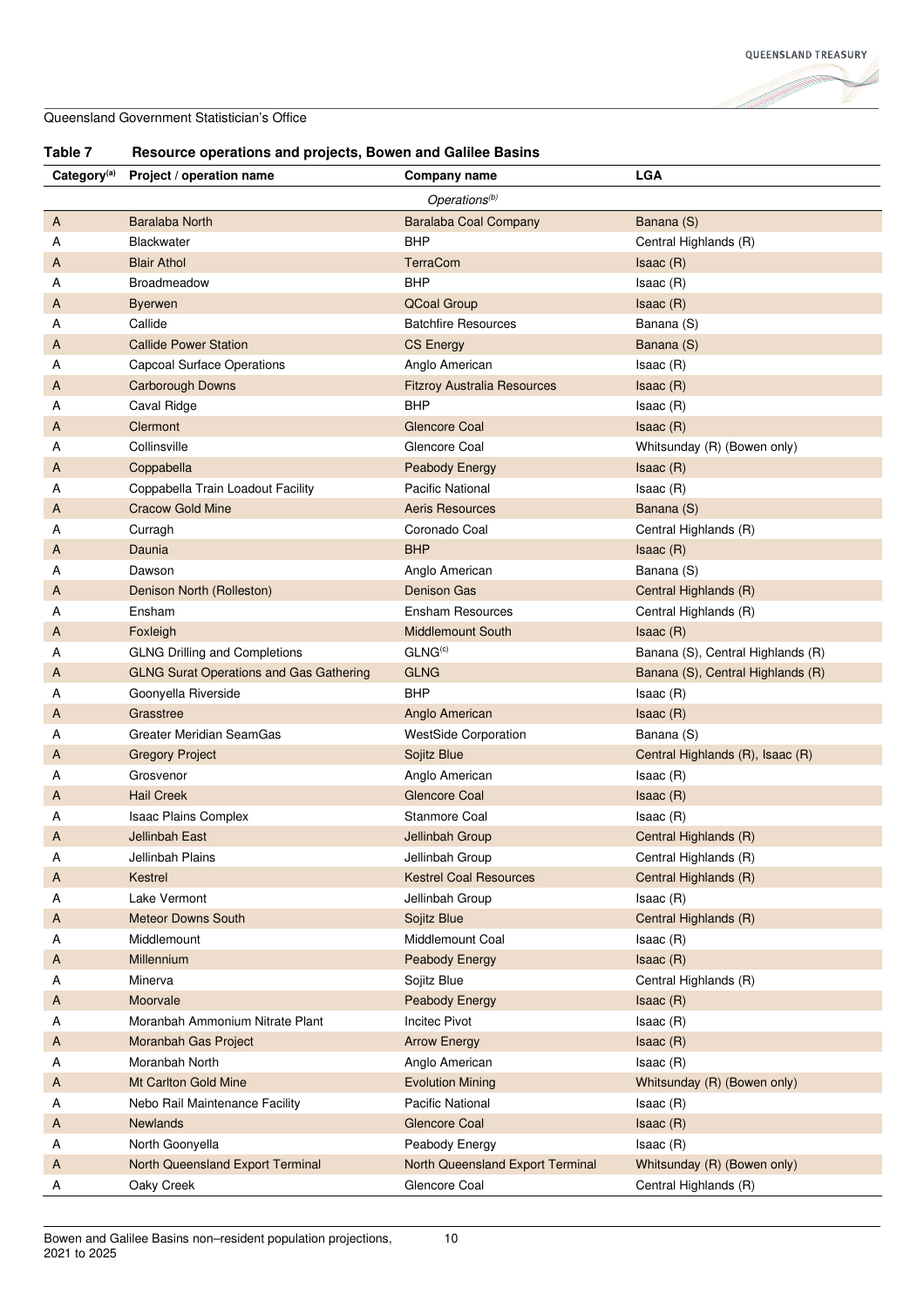Queensland Government Statistician's Office

### Table 7 Resource operations and projects, Bowen and Galilee Basins

| Category[a] | Project / operation name | Company name | LGA |
|---|---|---|---|
| | | *Operations[b]* | |
| A | Baralaba North | Baralaba Coal Company | Banana (S) |
| A | Blackwater | BHP | Central Highlands (R) |
| A | Blair Athol | TerraCom | Isaac (R) |
| A | Broadmeadow | BHP | Isaac (R) |
| A | Byerwen | QCoal Group | Isaac (R) |
| A | Callide | Batchfire Resources | Banana (S) |
| A | Callide Power Station | CS Energy | Banana (S) |
| A | Capcoal Surface Operations | Anglo American | Isaac (R) |
| A | Carborough Downs | Fitzroy Australia Resources | Isaac (R) |
| A | Caval Ridge | BHP | Isaac (R) |
| A | Clermont | Glencore Coal | Isaac (R) |
| A | Collinsville | Glencore Coal | Whitsunday (R) (Bowen only) |
| A | Coppabella | Peabody Energy | Isaac (R) |
| A | Coppabella Train Loadout Facility | Pacific National | Isaac (R) |
| A | Cracow Gold Mine | Aeris Resources | Banana (S) |
| A | Curragh | Coronado Coal | Central Highlands (R) |
| A | Daunia | BHP | Isaac (R) |
| A | Dawson | Anglo American | Banana (S) |
| A | Denison North (Rolleston) | Denison Gas | Central Highlands (R) |
| A | Ensham | Ensham Resources | Central Highlands (R) |
| A | Foxleigh | Middlemount South | Isaac (R) |
| A | GLNG Drilling and Completions | GLNG[c] | Banana (S), Central Highlands (R) |
| A | GLNG Surat Operations and Gas Gathering | GLNG | Banana (S), Central Highlands (R) |
| A | Goonyella Riverside | BHP | Isaac (R) |
| A | Grasstree | Anglo American | Isaac (R) |
| A | Greater Meridian SeamGas | WestSide Corporation | Banana (S) |
| A | Gregory Project | Sojitz Blue | Central Highlands (R), Isaac (R) |
| A | Grosvenor | Anglo American | Isaac (R) |
| A | Hail Creek | Glencore Coal | Isaac (R) |
| A | Isaac Plains Complex | Stanmore Coal | Isaac (R) |
| A | Jellinbah East | Jellinbah Group | Central Highlands (R) |
| A | Jellinbah Plains | Jellinbah Group | Central Highlands (R) |
| A | Kestrel | Kestrel Coal Resources | Central Highlands (R) |
| A | Lake Vermont | Jellinbah Group | Isaac (R) |
| A | Meteor Downs South | Sojitz Blue | Central Highlands (R) |
| A | Middlemount | Middlemount Coal | Isaac (R) |
| A | Millennium | Peabody Energy | Isaac (R) |
| A | Minerva | Sojitz Blue | Central Highlands (R) |
| A | Moorvale | Peabody Energy | Isaac (R) |
| A | Moranbah Ammonium Nitrate Plant | Incitec Pivot | Isaac (R) |
| A | Moranbah Gas Project | Arrow Energy | Isaac (R) |
| A | Moranbah North | Anglo American | Isaac (R) |
| A | Mt Carlton Gold Mine | Evolution Mining | Whitsunday (R) (Bowen only) |
| A | Nebo Rail Maintenance Facility | Pacific National | Isaac (R) |
| A | Newlands | Glencore Coal | Isaac (R) |
| A | North Goonyella | Peabody Energy | Isaac (R) |
| A | North Queensland Export Terminal | North Queensland Export Terminal | Whitsunday (R) (Bowen only) |
| A | Oaky Creek | Glencore Coal | Central Highlands (R) |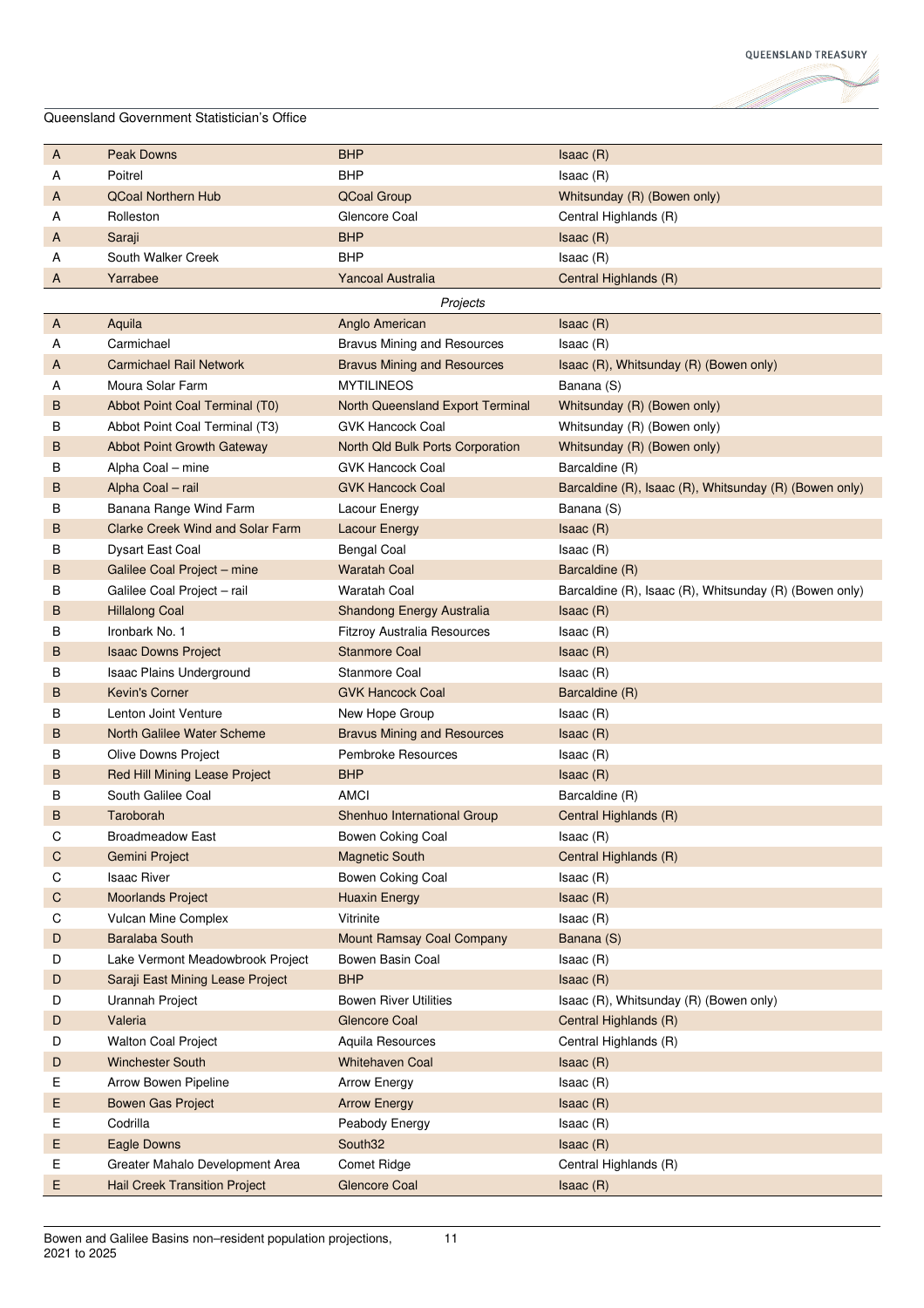Queensland Government Statistician's Office

| | | | |
|---|---|---|---|
| A | Peak Downs | BHP | Isaac (R) |
| A | Poitrel | BHP | Isaac (R) |
| A | QCoal Northern Hub | QCoal Group | Whitsunday (R) (Bowen only) |
| A | Rolleston | Glencore Coal | Central Highlands (R) |
| A | Saraji | BHP | Isaac (R) |
| A | South Walker Creek | BHP | Isaac (R) |
| A | Yarrabee | Yancoal Australia | Central Highlands (R) |
| | | *Projects* | |
| A | Aquila | Anglo American | Isaac (R) |
| A | Carmichael | Bravus Mining and Resources | Isaac (R) |
| A | Carmichael Rail Network | Bravus Mining and Resources | Isaac (R), Whitsunday (R) (Bowen only) |
| A | Moura Solar Farm | MYTILINEOS | Banana (S) |
| B | Abbot Point Coal Terminal (T0) | North Queensland Export Terminal | Whitsunday (R) (Bowen only) |
| B | Abbot Point Coal Terminal (T3) | GVK Hancock Coal | Whitsunday (R) (Bowen only) |
| B | Abbot Point Growth Gateway | North Qld Bulk Ports Corporation | Whitsunday (R) (Bowen only) |
| B | Alpha Coal – mine | GVK Hancock Coal | Barcaldine (R) |
| B | Alpha Coal – rail | GVK Hancock Coal | Barcaldine (R), Isaac (R), Whitsunday (R) (Bowen only) |
| B | Banana Range Wind Farm | Lacour Energy | Banana (S) |
| B | Clarke Creek Wind and Solar Farm | Lacour Energy | Isaac (R) |
| B | Dysart East Coal | Bengal Coal | Isaac (R) |
| B | Galilee Coal Project – mine | Waratah Coal | Barcaldine (R) |
| B | Galilee Coal Project – rail | Waratah Coal | Barcaldine (R), Isaac (R), Whitsunday (R) (Bowen only) |
| B | Hillalong Coal | Shandong Energy Australia | Isaac (R) |
| B | Ironbark No. 1 | Fitzroy Australia Resources | Isaac (R) |
| B | Isaac Downs Project | Stanmore Coal | Isaac (R) |
| B | Isaac Plains Underground | Stanmore Coal | Isaac (R) |
| B | Kevin's Corner | GVK Hancock Coal | Barcaldine (R) |
| B | Lenton Joint Venture | New Hope Group | Isaac (R) |
| B | North Galilee Water Scheme | Bravus Mining and Resources | Isaac (R) |
| B | Olive Downs Project | Pembroke Resources | Isaac (R) |
| B | Red Hill Mining Lease Project | BHP | Isaac (R) |
| B | South Galilee Coal | AMCI | Barcaldine (R) |
| B | Taroborah | Shenhuo International Group | Central Highlands (R) |
| C | Broadmeadow East | Bowen Coking Coal | Isaac (R) |
| C | Gemini Project | Magnetic South | Central Highlands (R) |
| C | Isaac River | Bowen Coking Coal | Isaac (R) |
| C | Moorlands Project | Huaxin Energy | Isaac (R) |
| C | Vulcan Mine Complex | Vitrinite | Isaac (R) |
| D | Baralaba South | Mount Ramsay Coal Company | Banana (S) |
| D | Lake Vermont Meadowbrook Project | Bowen Basin Coal | Isaac (R) |
| D | Saraji East Mining Lease Project | BHP | Isaac (R) |
| D | Urannah Project | Bowen River Utilities | Isaac (R), Whitsunday (R) (Bowen only) |
| D | Valeria | Glencore Coal | Central Highlands (R) |
| D | Walton Coal Project | Aquila Resources | Central Highlands (R) |
| D | Winchester South | Whitehaven Coal | Isaac (R) |
| E | Arrow Bowen Pipeline | Arrow Energy | Isaac (R) |
| E | Bowen Gas Project | Arrow Energy | Isaac (R) |
| E | Codrilla | Peabody Energy | Isaac (R) |
| E | Eagle Downs | South32 | Isaac (R) |
| E | Greater Mahalo Development Area | Comet Ridge | Central Highlands (R) |
| E | Hail Creek Transition Project | Glencore Coal | Isaac (R) |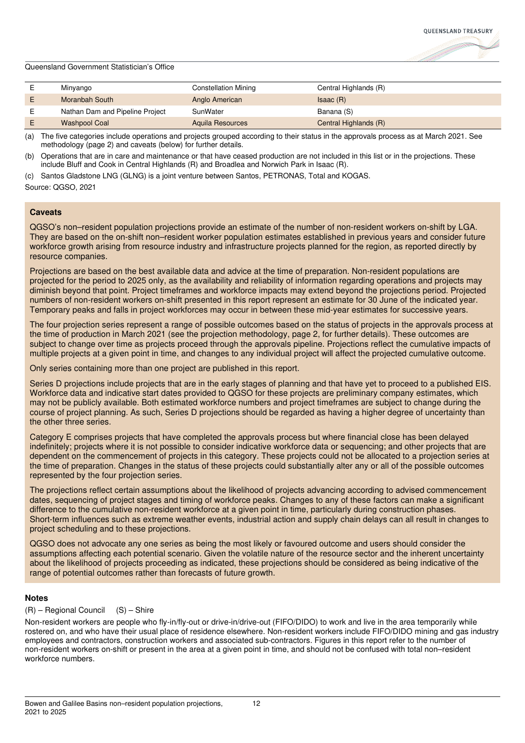Queensland Government Statistician's Office

| | | | |
|---|---|---|---|
| E | Minyango | Constellation Mining | Central Highlands (R) |
| E | Moranbah South | Anglo American | Isaac (R) |
| E | Nathan Dam and Pipeline Project | SunWater | Banana (S) |
| E | Washpool Coal | Aquila Resources | Central Highlands (R) |

(a) The five categories include operations and projects grouped according to their status in the approvals process as at March 2021. See methodology (page 2) and caveats (below) for further details.

(b) Operations that are in care and maintenance or that have ceased production are not included in this list or in the projections. These include Bluff and Cook in Central Highlands (R) and Broadlea and Norwich Park in Isaac (R).

(c) Santos Gladstone LNG (GLNG) is a joint venture between Santos, PETRONAS, Total and KOGAS.

Source: QGSO, 2021

**Caveats**

QGSO's non–resident population projections provide an estimate of the number of non-resident workers on-shift by LGA. They are based on the on-shift non–resident worker population estimates established in previous years and consider future workforce growth arising from resource industry and infrastructure projects planned for the region, as reported directly by resource companies.

Projections are based on the best available data and advice at the time of preparation. Non-resident populations are projected for the period to 2025 only, as the availability and reliability of information regarding operations and projects may diminish beyond that point. Project timeframes and workforce impacts may extend beyond the projections period. Projected numbers of non-resident workers on-shift presented in this report represent an estimate for 30 June of the indicated year. Temporary peaks and falls in project workforces may occur in between these mid-year estimates for successive years.

The four projection series represent a range of possible outcomes based on the status of projects in the approvals process at the time of production in March 2021 (see the projection methodology, page 2, for further details). These outcomes are subject to change over time as projects proceed through the approvals pipeline. Projections reflect the cumulative impacts of multiple projects at a given point in time, and changes to any individual project will affect the projected cumulative outcome.

Only series containing more than one project are published in this report.

Series D projections include projects that are in the early stages of planning and that have yet to proceed to a published EIS. Workforce data and indicative start dates provided to QGSO for these projects are preliminary company estimates, which may not be publicly available. Both estimated workforce numbers and project timeframes are subject to change during the course of project planning. As such, Series D projections should be regarded as having a higher degree of uncertainty than the other three series.

Category E comprises projects that have completed the approvals process but where financial close has been delayed indefinitely; projects where it is not possible to consider indicative workforce data or sequencing; and other projects that are dependent on the commencement of projects in this category. These projects could not be allocated to a projection series at the time of preparation. Changes in the status of these projects could substantially alter any or all of the possible outcomes represented by the four projection series.

The projections reflect certain assumptions about the likelihood of projects advancing according to advised commencement dates, sequencing of project stages and timing of workforce peaks. Changes to any of these factors can make a significant difference to the cumulative non-resident workforce at a given point in time, particularly during construction phases. Short-term influences such as extreme weather events, industrial action and supply chain delays can all result in changes to project scheduling and to these projections.

QGSO does not advocate any one series as being the most likely or favoured outcome and users should consider the assumptions affecting each potential scenario. Given the volatile nature of the resource sector and the inherent uncertainty about the likelihood of projects proceeding as indicated, these projections should be considered as being indicative of the range of potential outcomes rather than forecasts of future growth.

**Notes**

(R) – Regional Council (S) – Shire

Non-resident workers are people who fly-in/fly-out or drive-in/drive-out (FIFO/DIDO) to work and live in the area temporarily while rostered on, and who have their usual place of residence elsewhere. Non-resident workers include FIFO/DIDO mining and gas industry employees and contractors, construction workers and associated sub-contractors. Figures in this report refer to the number of non-resident workers on-shift or present in the area at a given point in time, and should not be confused with total non–resident workforce numbers.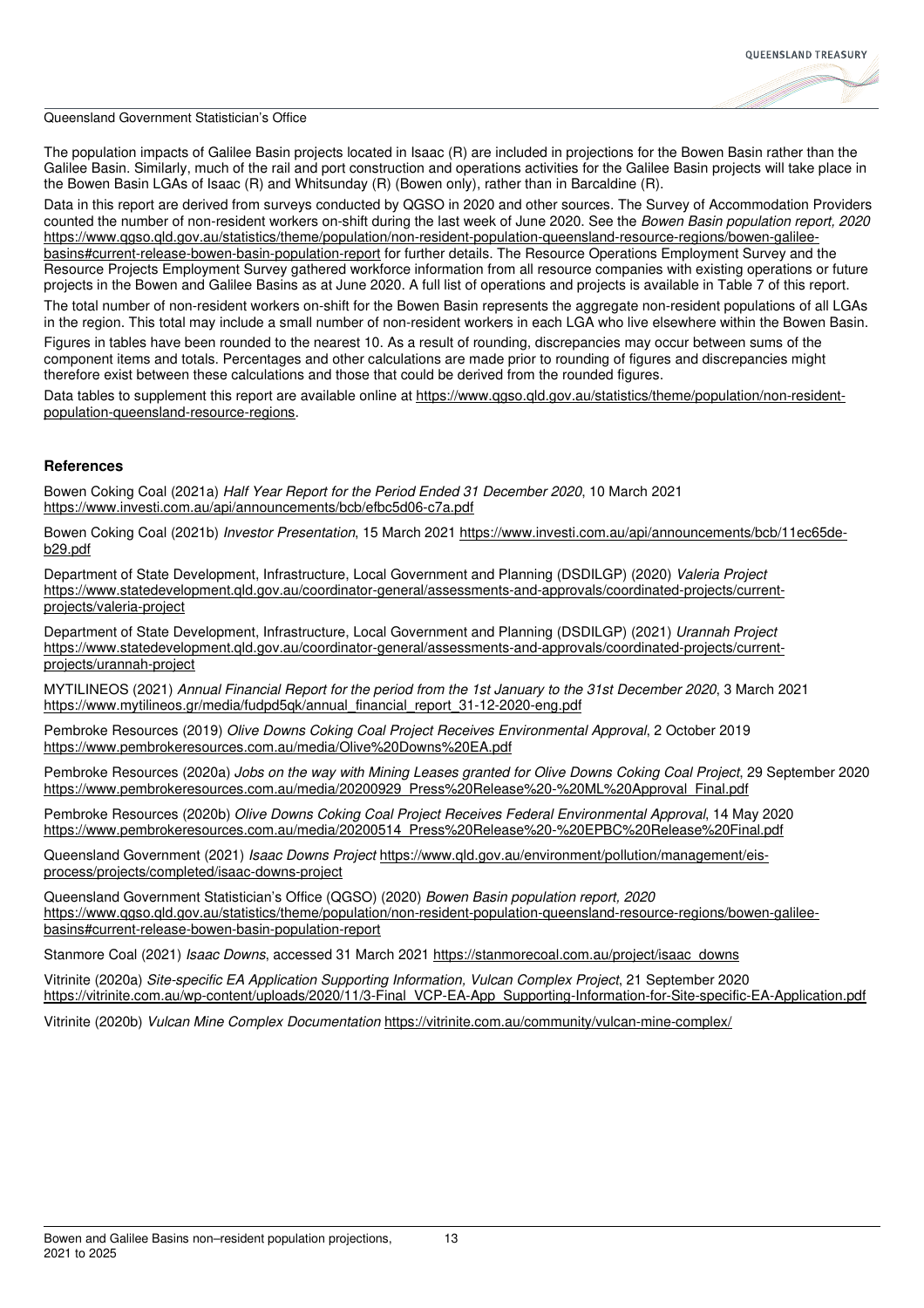The population impacts of Galilee Basin projects located in Isaac (R) are included in projections for the Bowen Basin rather than the Galilee Basin. Similarly, much of the rail and port construction and operations activities for the Galilee Basin projects will take place in the Bowen Basin LGAs of Isaac (R) and Whitsunday (R) (Bowen only), rather than in Barcaldine (R).

Data in this report are derived from surveys conducted by QGSO in 2020 and other sources. The Survey of Accommodation Providers counted the number of non-resident workers on-shift during the last week of June 2020. See the *Bowen Basin population report, 2020* https://www.qgso.qld.gov.au/statistics/theme/population/non-resident-population-queensland-resource-regions/bowen-galilee-basins#current-release-bowen-basin-population-report for further details. The Resource Operations Employment Survey and the Resource Projects Employment Survey gathered workforce information from all resource companies with existing operations or future projects in the Bowen and Galilee Basins as at June 2020. A full list of operations and projects is available in Table 7 of this report.

The total number of non-resident workers on-shift for the Bowen Basin represents the aggregate non-resident populations of all LGAs in the region. This total may include a small number of non-resident workers in each LGA who live elsewhere within the Bowen Basin.

Figures in tables have been rounded to the nearest 10. As a result of rounding, discrepancies may occur between sums of the component items and totals. Percentages and other calculations are made prior to rounding of figures and discrepancies might therefore exist between these calculations and those that could be derived from the rounded figures.

Data tables to supplement this report are available online at https://www.qgso.qld.gov.au/statistics/theme/population/non-resident-population-queensland-resource-regions.

## References

Bowen Coking Coal (2021a) *Half Year Report for the Period Ended 31 December 2020*, 10 March 2021 https://www.investi.com.au/api/announcements/bcb/efbc5d06-c7a.pdf

Bowen Coking Coal (2021b) *Investor Presentation*, 15 March 2021 https://www.investi.com.au/api/announcements/bcb/11ec65de-b29.pdf

Department of State Development, Infrastructure, Local Government and Planning (DSDILGP) (2020) *Valeria Project* https://www.statedevelopment.qld.gov.au/coordinator-general/assessments-and-approvals/coordinated-projects/current-projects/valeria-project

Department of State Development, Infrastructure, Local Government and Planning (DSDILGP) (2021) *Urannah Project* https://www.statedevelopment.qld.gov.au/coordinator-general/assessments-and-approvals/coordinated-projects/current-projects/urannah-project

MYTILINEOS (2021) *Annual Financial Report for the period from the 1st January to the 31st December 2020*, 3 March 2021 https://www.mytilineos.gr/media/fudpd5qk/annual_financial_report_31-12-2020-eng.pdf

Pembroke Resources (2019) *Olive Downs Coking Coal Project Receives Environmental Approval*, 2 October 2019 https://www.pembrokeresources.com.au/media/Olive%20Downs%20EA.pdf

Pembroke Resources (2020a) *Jobs on the way with Mining Leases granted for Olive Downs Coking Coal Project*, 29 September 2020 https://www.pembrokeresources.com.au/media/20200929_Press%20Release%20-%20ML%20Approval_Final.pdf

Pembroke Resources (2020b) *Olive Downs Coking Coal Project Receives Federal Environmental Approval*, 14 May 2020 https://www.pembrokeresources.com.au/media/20200514_Press%20Release%20-%20EPBC%20Release%20Final.pdf

Queensland Government (2021) *Isaac Downs Project* https://www.qld.gov.au/environment/pollution/management/eis-process/projects/completed/isaac-downs-project

Queensland Government Statistician's Office (QGSO) (2020) *Bowen Basin population report, 2020* https://www.qgso.qld.gov.au/statistics/theme/population/non-resident-population-queensland-resource-regions/bowen-galilee-basins#current-release-bowen-basin-population-report

Stanmore Coal (2021) *Isaac Downs*, accessed 31 March 2021 https://stanmorecoal.com.au/project/isaac_downs

Vitrinite (2020a) *Site-specific EA Application Supporting Information, Vulcan Complex Project*, 21 September 2020 https://vitrinite.com.au/wp-content/uploads/2020/11/3-Final_VCP-EA-App_Supporting-Information-for-Site-specific-EA-Application.pdf

Vitrinite (2020b) *Vulcan Mine Complex Documentation* https://vitrinite.com.au/community/vulcan-mine-complex/